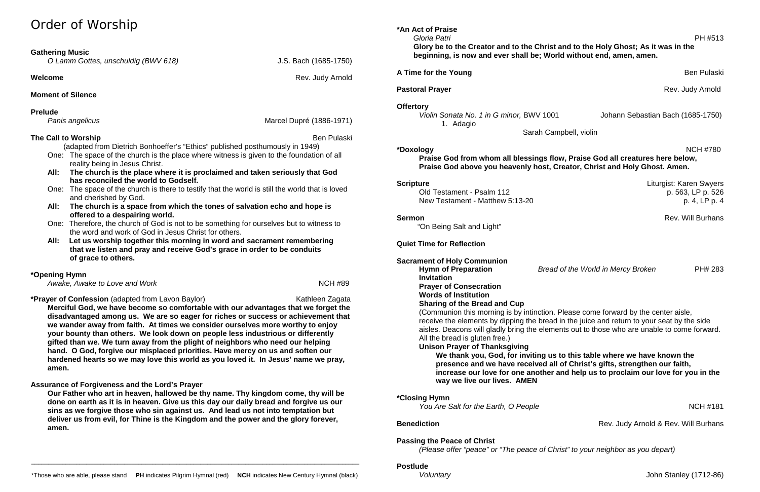# Order of Worship

**Gathering Music**
*O Lamm Gottes, unschuldig (BWV 618)* — J.S. Bach (1685-1750)

**Welcome** — Rev. Judy Arnold

**Moment of Silence**

**Prelude**
*Panis angelicus* — Marcel Dupré (1886-1971)

**The Call to Worship** — Ben Pulaski
(adapted from Dietrich Bonhoeffer's "Ethics" published posthumously in 1949)

One: The space of the church is the place where witness is given to the foundation of all reality being in Jesus Christ.
**All: The church is the place where it is proclaimed and taken seriously that God has reconciled the world to Godself.**
One: The space of the church is there to testify that the world is still the world that is loved and cherished by God.
**All: The church is a space from which the tones of salvation echo and hope is offered to a despairing world.**
One: Therefore, the church of God is not to be something for ourselves but to witness to the word and work of God in Jesus Christ for others.
**All: Let us worship together this morning in word and sacrament remembering that we listen and pray and receive God's grace in order to be conduits of grace to others.**

**\*Opening Hymn**
*Awake, Awake to Love and Work* — NCH #89

**\*Prayer of Confession** (adapted from Lavon Baylor) — Kathleen Zagata
**Merciful God, we have become so comfortable with our advantages that we forget the disadvantaged among us. We are so eager for riches or success or achievement that we wander away from faith. At times we consider ourselves more worthy to enjoy your bounty than others. We look down on people less industrious or differently gifted than we. We turn away from the plight of neighbors who need our helping hand. O God, forgive our misplaced priorities. Have mercy on us and soften our hardened hearts so we may love this world as you loved it. In Jesus' name we pray, amen.**

**Assurance of Forgiveness and the Lord's Prayer**
**Our Father who art in heaven, hallowed be thy name. Thy kingdom come, thy will be done on earth as it is in heaven. Give us this day our daily bread and forgive us our sins as we forgive those who sin against us. And lead us not into temptation but deliver us from evil, for Thine is the Kingdom and the power and the glory forever, amen.**

\*Those who are able, please stand **PH** indicates Pilgrim Hymnal (red) **NCH** indicates New Century Hymnal (black)

**\*An Act of Praise**
*Gloria Patri* — PH #513
**Glory be to the Creator and to the Christ and to the Holy Ghost; As it was in the beginning, is now and ever shall be; World without end, amen, amen.**

**A Time for the Young** — Ben Pulaski

**Pastoral Prayer** — Rev. Judy Arnold

**Offertory**
*Violin Sonata No. 1 in G minor,* BWV 1001 — Johann Sebastian Bach (1685-1750)
1. Adagio
Sarah Campbell, violin

**\*Doxology** — NCH #780
**Praise God from whom all blessings flow, Praise God all creatures here below, Praise God above you heavenly host, Creator, Christ and Holy Ghost. Amen.**

**Scripture** — Liturgist: Karen Swyers
Old Testament - Psalm 112 — p. 563, LP p. 526
New Testament - Matthew 5:13-20 — p. 4, LP p. 4

**Sermon** — Rev. Will Burhans
"On Being Salt and Light"

**Quiet Time for Reflection**

**Sacrament of Holy Communion**
**Hymn of Preparation** — *Bread of the World in Mercy Broken* — PH# 283
**Invitation**
**Prayer of Consecration**
**Words of Institution**
**Sharing of the Bread and Cup**
(Communion this morning is by intinction. Please come forward by the center aisle, receive the elements by dipping the bread in the juice and return to your seat by the side aisles. Deacons will gladly bring the elements out to those who are unable to come forward. All the bread is gluten free.)
**Unison Prayer of Thanksgiving**
**We thank you, God, for inviting us to this table where we have known the presence and we have received all of Christ's gifts, strengthen our faith, increase our love for one another and help us to proclaim our love for you in the way we live our lives. AMEN**

**\*Closing Hymn**
*You Are Salt for the Earth, O People* — NCH #181

**Benediction** — Rev. Judy Arnold & Rev. Will Burhans

**Passing the Peace of Christ**
*(Please offer "peace" or "The peace of Christ" to your neighbor as you depart)*

**Postlude**
*Voluntary* — John Stanley (1712-86)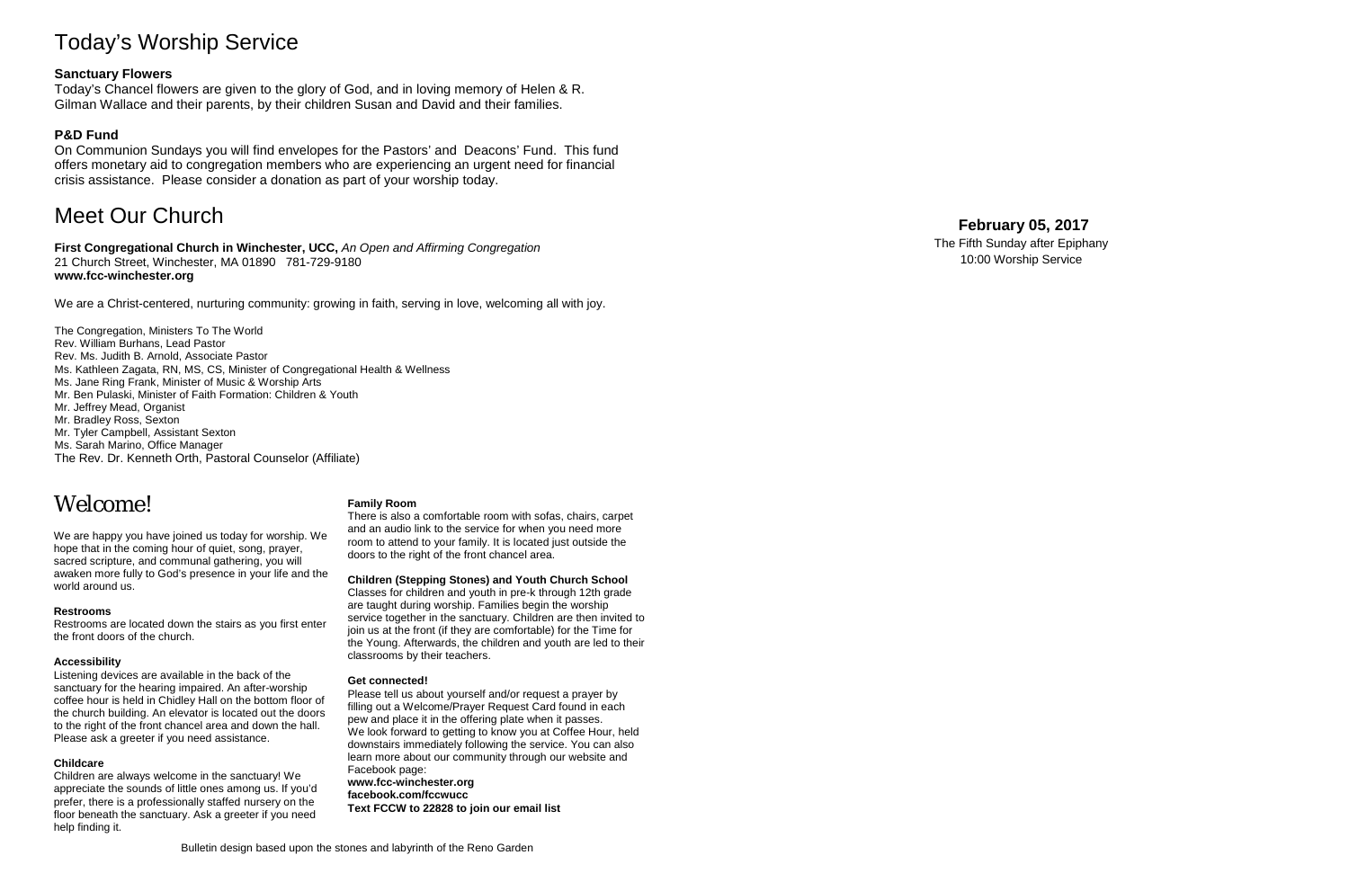# Today's Worship Service

### Sanctuary Flowers

Today's Chancel flowers are given to the glory of God, and in loving memory of Helen & R. Gilman Wallace and their parents, by their children Susan and David and their families.

### P&D Fund

On Communion Sundays you will find envelopes for the Pastors' and Deacons' Fund. This fund offers monetary aid to congregation members who are experiencing an urgent need for financial crisis assistance. Please consider a donation as part of your worship today.

# Meet Our Church

**First Congregational Church in Winchester, UCC,** *An Open and Affirming Congregation*
21 Church Street, Winchester, MA 01890 781-729-9180
**www.fcc-winchester.org**

We are a Christ-centered, nurturing community: growing in faith, serving in love, welcoming all with joy.

The Congregation, Ministers To The World
Rev. William Burhans, Lead Pastor
Rev. Ms. Judith B. Arnold, Associate Pastor
Ms. Kathleen Zagata, RN, MS, CS, Minister of Congregational Health & Wellness
Ms. Jane Ring Frank, Minister of Music & Worship Arts
Mr. Ben Pulaski, Minister of Faith Formation: Children & Youth
Mr. Jeffrey Mead, Organist
Mr. Bradley Ross, Sexton
Mr. Tyler Campbell, Assistant Sexton
Ms. Sarah Marino, Office Manager
The Rev. Dr. Kenneth Orth, Pastoral Counselor (Affiliate)

# Welcome!

We are happy you have joined us today for worship. We hope that in the coming hour of quiet, song, prayer, sacred scripture, and communal gathering, you will awaken more fully to God's presence in your life and the world around us.

### Restrooms

Restrooms are located down the stairs as you first enter the front doors of the church.

### Accessibility

Listening devices are available in the back of the sanctuary for the hearing impaired. An after-worship coffee hour is held in Chidley Hall on the bottom floor of the church building. An elevator is located out the doors to the right of the front chancel area and down the hall. Please ask a greeter if you need assistance.

### Childcare

Children are always welcome in the sanctuary! We appreciate the sounds of little ones among us. If you'd prefer, there is a professionally staffed nursery on the floor beneath the sanctuary. Ask a greeter if you need help finding it.

### Family Room

There is also a comfortable room with sofas, chairs, carpet and an audio link to the service for when you need more room to attend to your family. It is located just outside the doors to the right of the front chancel area.

### Children (Stepping Stones) and Youth Church School

Classes for children and youth in pre-k through 12th grade are taught during worship. Families begin the worship service together in the sanctuary. Children are then invited to join us at the front (if they are comfortable) for the Time for the Young. Afterwards, the children and youth are led to their classrooms by their teachers.

### Get connected!

Please tell us about yourself and/or request a prayer by filling out a Welcome/Prayer Request Card found in each pew and place it in the offering plate when it passes. We look forward to getting to know you at Coffee Hour, held downstairs immediately following the service. You can also learn more about our community through our website and Facebook page:
**www.fcc-winchester.org**
**facebook.com/fccwucc**
**Text FCCW to 22828 to join our email list**

Bulletin design based upon the stones and labyrinth of the Reno Garden

**February 05, 2017**
The Fifth Sunday after Epiphany
10:00 Worship Service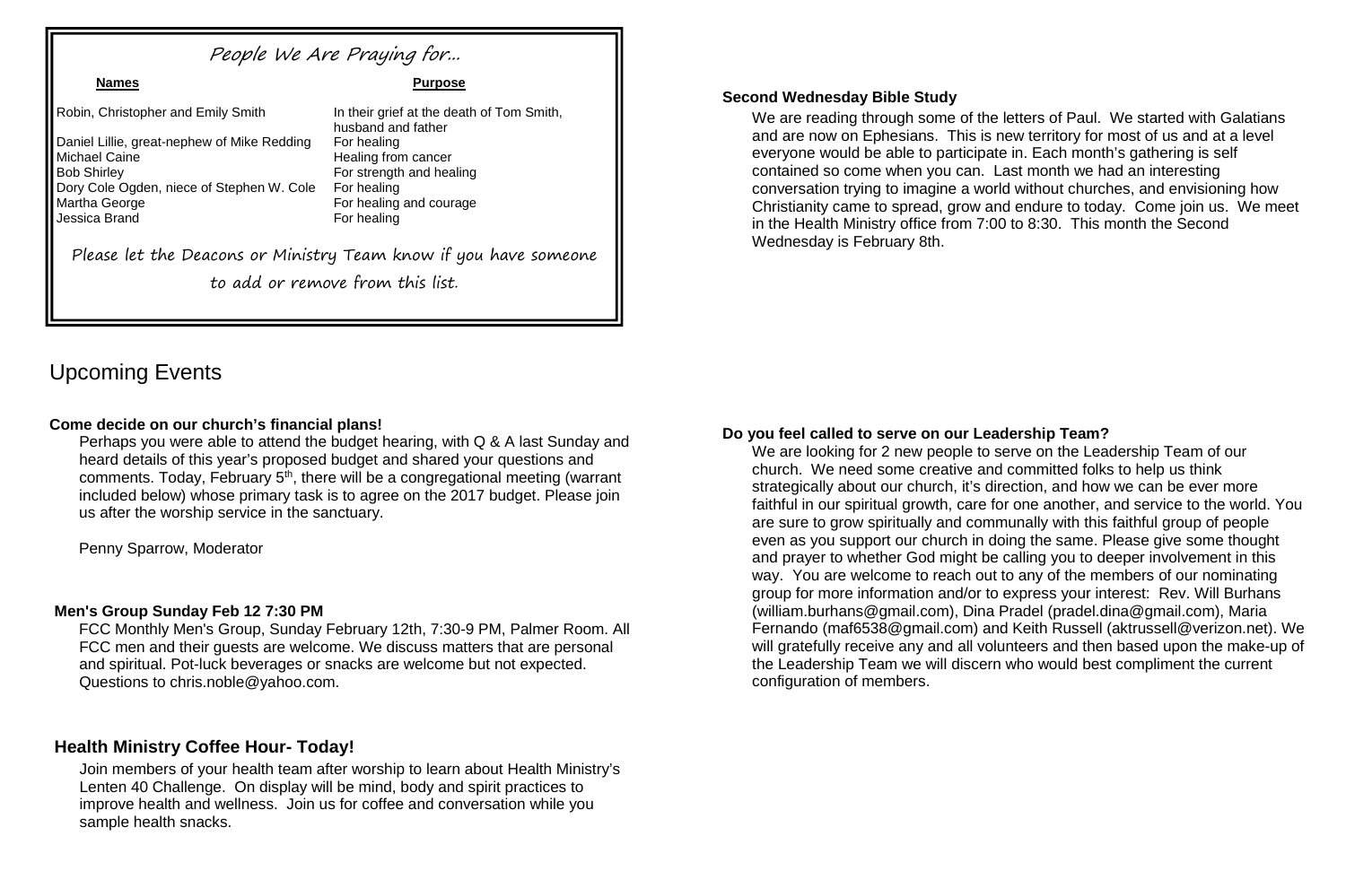## People We Are Praying for…

| Names | Purpose |
|---|---|
| Robin, Christopher and Emily Smith | In their grief at the death of Tom Smith, husband and father |
| Daniel Lillie, great-nephew of Mike Redding | For healing |
| Michael Caine | Healing from cancer |
| Bob Shirley | For strength and healing |
| Dory Cole Ogden, niece of Stephen W. Cole | For healing |
| Martha George | For healing and courage |
| Jessica Brand | For healing |

Please let the Deacons or Ministry Team know if you have someone to add or remove from this list.

# Upcoming Events

**Come decide on our church's financial plans!**

Perhaps you were able to attend the budget hearing, with Q & A last Sunday and heard details of this year's proposed budget and shared your questions and comments. Today, February 5th, there will be a congregational meeting (warrant included below) whose primary task is to agree on the 2017 budget. Please join us after the worship service in the sanctuary.

Penny Sparrow, Moderator

**Men's Group Sunday Feb 12 7:30 PM**

FCC Monthly Men's Group, Sunday February 12th, 7:30-9 PM, Palmer Room. All FCC men and their guests are welcome. We discuss matters that are personal and spiritual. Pot-luck beverages or snacks are welcome but not expected. Questions to chris.noble@yahoo.com.

### Health Ministry Coffee Hour- Today!

Join members of your health team after worship to learn about Health Ministry's Lenten 40 Challenge. On display will be mind, body and spirit practices to improve health and wellness. Join us for coffee and conversation while you sample health snacks.

**Second Wednesday Bible Study**

We are reading through some of the letters of Paul. We started with Galatians and are now on Ephesians. This is new territory for most of us and at a level everyone would be able to participate in. Each month's gathering is self contained so come when you can. Last month we had an interesting conversation trying to imagine a world without churches, and envisioning how Christianity came to spread, grow and endure to today. Come join us. We meet in the Health Ministry office from 7:00 to 8:30. This month the Second Wednesday is February 8th.

**Do you feel called to serve on our Leadership Team?**

We are looking for 2 new people to serve on the Leadership Team of our church. We need some creative and committed folks to help us think strategically about our church, it's direction, and how we can be ever more faithful in our spiritual growth, care for one another, and service to the world. You are sure to grow spiritually and communally with this faithful group of people even as you support our church in doing the same. Please give some thought and prayer to whether God might be calling you to deeper involvement in this way. You are welcome to reach out to any of the members of our nominating group for more information and/or to express your interest: Rev. Will Burhans (william.burhans@gmail.com), Dina Pradel (pradel.dina@gmail.com), Maria Fernando (maf6538@gmail.com) and Keith Russell (aktrussell@verizon.net). We will gratefully receive any and all volunteers and then based upon the make-up of the Leadership Team we will discern who would best compliment the current configuration of members.